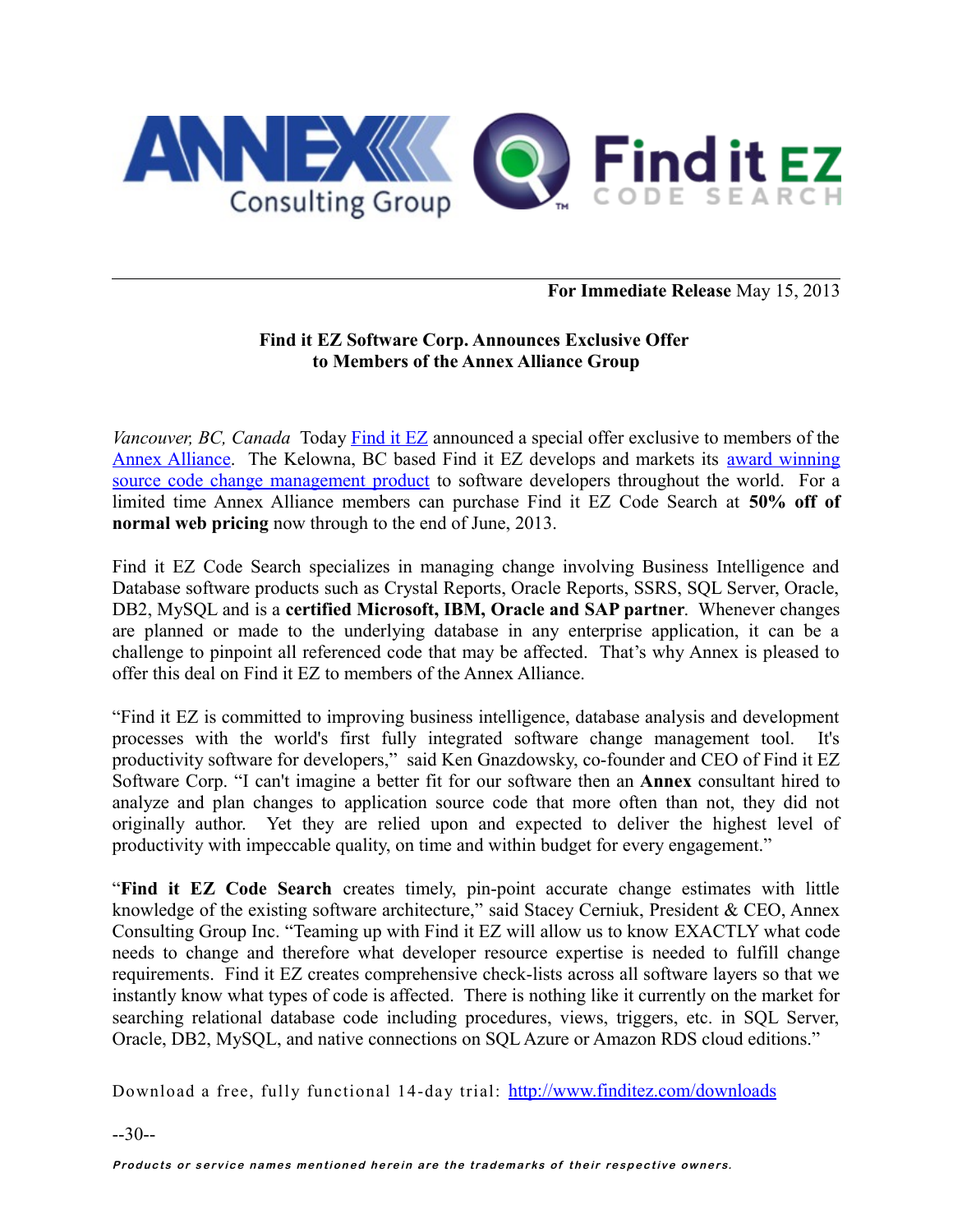**For Immediate Release** May 15, 2013

## Find it EZ Software Corp. Announces Exclusive Offer to Members of the Annex Alliance Group

*Vancouver, BC, Canada* Today Find it EZ announced a special offer exclusive to members of the Annex Alliance. The Kelowna, BC based Find it EZ develops and markets its award winning source code change management product to software developers throughout the world. For a limited time Annex Alliance members can purchase Find it EZ Code Search at **50% off of normal web pricing** now through to the end of June, 2013.

Find it EZ Code Search specializes in managing change involving Business Intelligence and Database software products such as Crystal Reports, Oracle Reports, SSRS, SQL Server, Oracle, DB2, MySQL and is a **certified Microsoft, IBM, Oracle and SAP partner**. Whenever changes are planned or made to the underlying database in any enterprise application, it can be a challenge to pinpoint all referenced code that may be affected. That's why Annex is pleased to offer this deal on Find it EZ to members of the Annex Alliance.

"Find it EZ is committed to improving business intelligence, database analysis and development processes with the world's first fully integrated software change management tool. It's productivity software for developers," said Ken Gnazdowsky, co-founder and CEO of Find it EZ Software Corp. "I can't imagine a better fit for our software then an **Annex** consultant hired to analyze and plan changes to application source code that more often than not, they did not originally author. Yet they are relied upon and expected to deliver the highest level of productivity with impeccable quality, on time and within budget for every engagement."

"**Find it EZ Code Search** creates timely, pin-point accurate change estimates with little knowledge of the existing software architecture," said Stacey Cerniuk, President & CEO, Annex Consulting Group Inc. "Teaming up with Find it EZ will allow us to know EXACTLY what code needs to change and therefore what developer resource expertise is needed to fulfill change requirements. Find it EZ creates comprehensive check-lists across all software layers so that we instantly know what types of code is affected. There is nothing like it currently on the market for searching relational database code including procedures, views, triggers, etc. in SQL Server, Oracle, DB2, MySQL, and native connections on SQL Azure or Amazon RDS cloud editions."

Download a free, fully functional 14-day trial: http://www.finditez.com/downloads

--30--

***Products or service names mentioned herein are the trademarks of their respective owners.***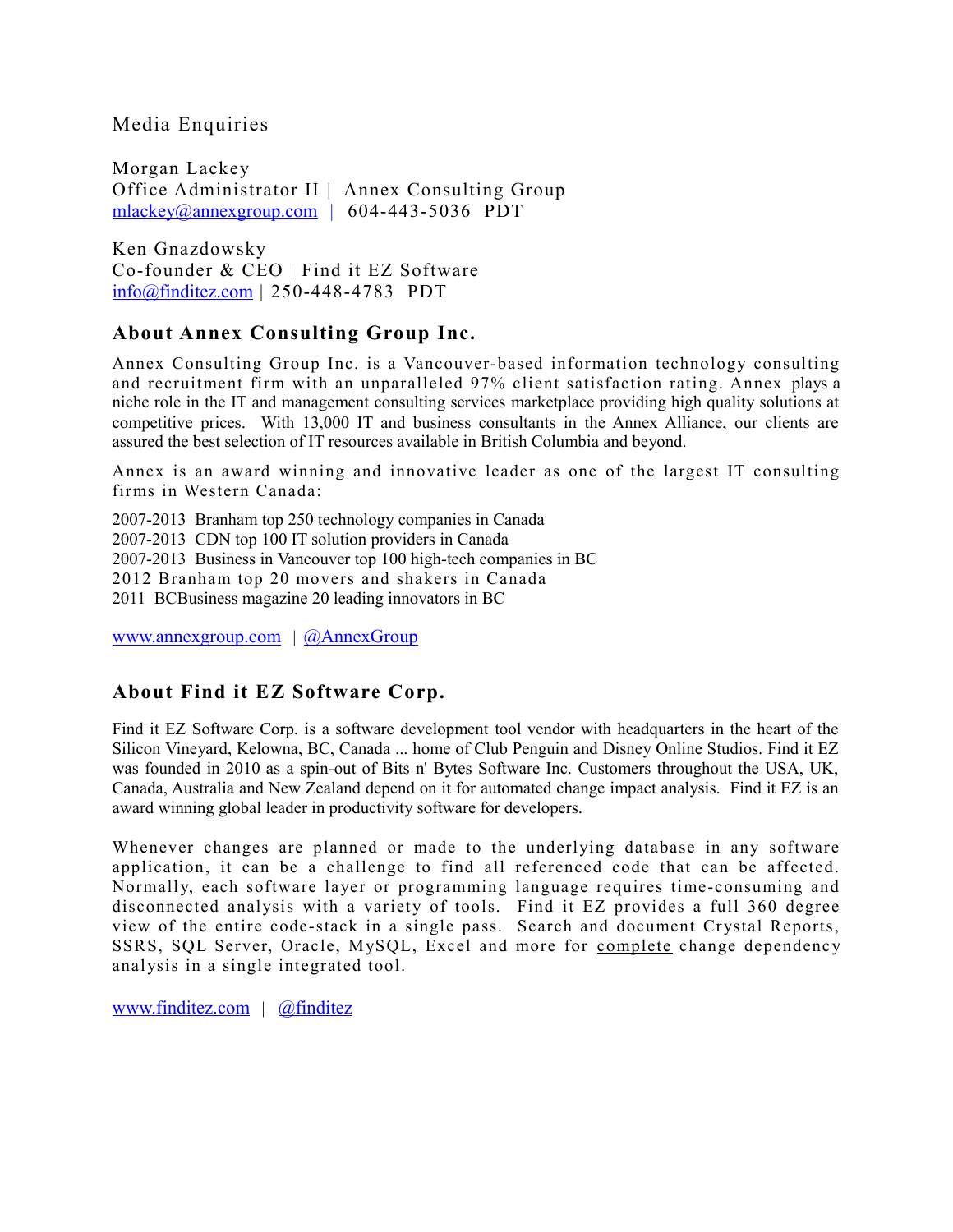Media Enquiries

Morgan Lackey
Office Administrator II | Annex Consulting Group
mlackey@annexgroup.com | 604-443-5036 PDT

Ken Gnazdowsky
Co-founder & CEO | Find it EZ Software
info@finditez.com | 250-448-4783 PDT

## About Annex Consulting Group Inc.

Annex Consulting Group Inc. is a Vancouver-based information technology consulting and recruitment firm with an unparalleled 97% client satisfaction rating. Annex plays a niche role in the IT and management consulting services marketplace providing high quality solutions at competitive prices. With 13,000 IT and business consultants in the Annex Alliance, our clients are assured the best selection of IT resources available in British Columbia and beyond.

Annex is an award winning and innovative leader as one of the largest IT consulting firms in Western Canada:

2007-2013 Branham top 250 technology companies in Canada
2007-2013 CDN top 100 IT solution providers in Canada
2007-2013 Business in Vancouver top 100 high-tech companies in BC
2012 Branham top 20 movers and shakers in Canada
2011 BCBusiness magazine 20 leading innovators in BC

www.annexgroup.com | @AnnexGroup

## About Find it EZ Software Corp.

Find it EZ Software Corp. is a software development tool vendor with headquarters in the heart of the Silicon Vineyard, Kelowna, BC, Canada ... home of Club Penguin and Disney Online Studios. Find it EZ was founded in 2010 as a spin-out of Bits n' Bytes Software Inc. Customers throughout the USA, UK, Canada, Australia and New Zealand depend on it for automated change impact analysis. Find it EZ is an award winning global leader in productivity software for developers.

Whenever changes are planned or made to the underlying database in any software application, it can be a challenge to find all referenced code that can be affected. Normally, each software layer or programming language requires time-consuming and disconnected analysis with a variety of tools. Find it EZ provides a full 360 degree view of the entire code-stack in a single pass. Search and document Crystal Reports, SSRS, SQL Server, Oracle, MySQL, Excel and more for complete change dependency analysis in a single integrated tool.

www.finditez.com | @finditez